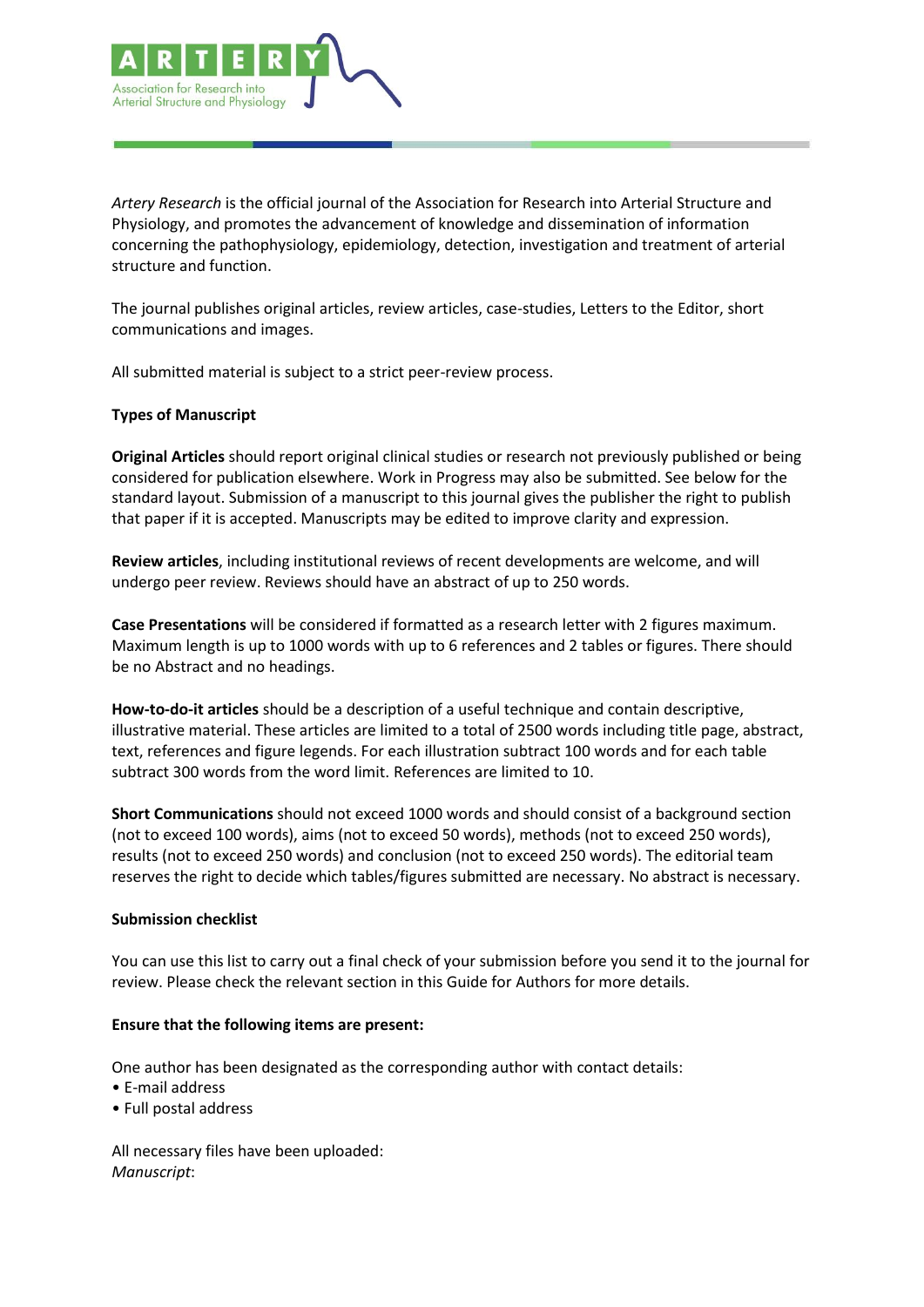*Artery Research* is the official journal of the Association for Research into Arterial Structure and Physiology, and promotes the advancement of knowledge and dissemination of information concerning the pathophysiology, epidemiology, detection, investigation and treatment of arterial structure and function.

The journal publishes original articles, review articles, case-studies, Letters to the Editor, short communications and images.

All submitted material is subject to a strict peer-review process.

**Types of Manuscript**

**Original Articles** should report original clinical studies or research not previously published or being considered for publication elsewhere. Work in Progress may also be submitted. See below for the standard layout. Submission of a manuscript to this journal gives the publisher the right to publish that paper if it is accepted. Manuscripts may be edited to improve clarity and expression.

**Review articles**, including institutional reviews of recent developments are welcome, and will undergo peer review. Reviews should have an abstract of up to 250 words.

**Case Presentations** will be considered if formatted as a research letter with 2 figures maximum. Maximum length is up to 1000 words with up to 6 references and 2 tables or figures. There should be no Abstract and no headings.

**How-to-do-it articles** should be a description of a useful technique and contain descriptive, illustrative material. These articles are limited to a total of 2500 words including title page, abstract, text, references and figure legends. For each illustration subtract 100 words and for each table subtract 300 words from the word limit. References are limited to 10.

**Short Communications** should not exceed 1000 words and should consist of a background section (not to exceed 100 words), aims (not to exceed 50 words), methods (not to exceed 250 words), results (not to exceed 250 words) and conclusion (not to exceed 250 words). The editorial team reserves the right to decide which tables/figures submitted are necessary. No abstract is necessary.

**Submission checklist**

You can use this list to carry out a final check of your submission before you send it to the journal for review. Please check the relevant section in this Guide for Authors for more details.

**Ensure that the following items are present:**

One author has been designated as the corresponding author with contact details:
- E-mail address
- Full postal address

All necessary files have been uploaded:
*Manuscript*: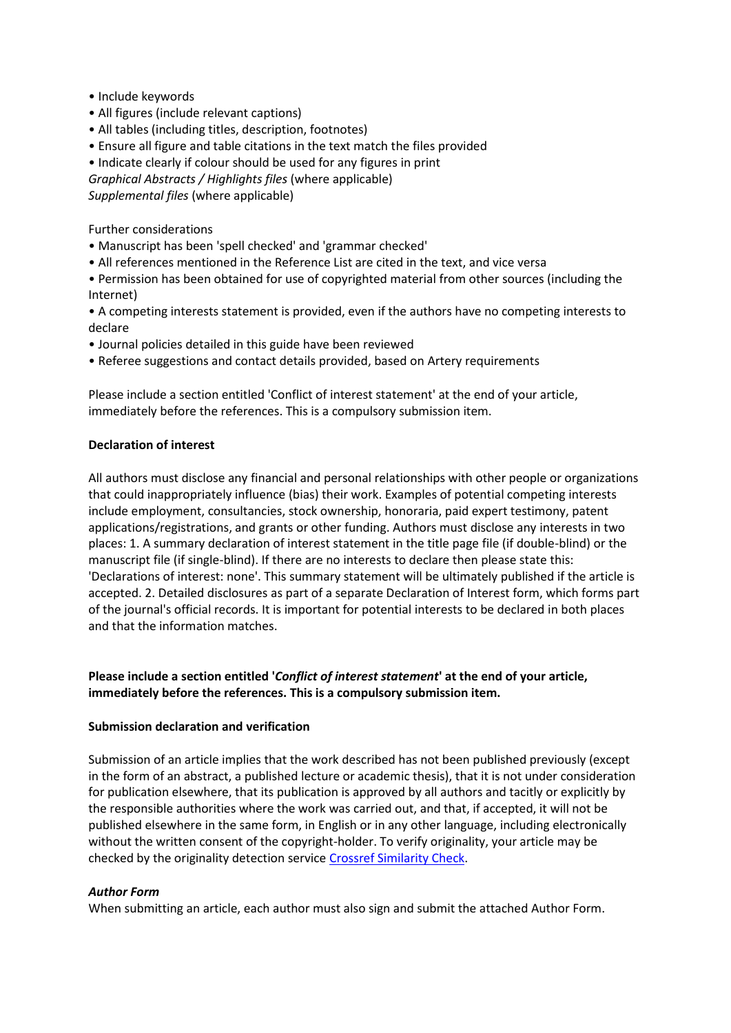- Include keywords
- All figures (include relevant captions)
- All tables (including titles, description, footnotes)
- Ensure all figure and table citations in the text match the files provided
- Indicate clearly if colour should be used for any figures in print

*Graphical Abstracts / Highlights files* (where applicable)
*Supplemental files* (where applicable)

Further considerations

- Manuscript has been 'spell checked' and 'grammar checked'
- All references mentioned in the Reference List are cited in the text, and vice versa
- Permission has been obtained for use of copyrighted material from other sources (including the Internet)
- A competing interests statement is provided, even if the authors have no competing interests to declare
- Journal policies detailed in this guide have been reviewed
- Referee suggestions and contact details provided, based on Artery requirements

Please include a section entitled 'Conflict of interest statement' at the end of your article, immediately before the references. This is a compulsory submission item.

**Declaration of interest**

All authors must disclose any financial and personal relationships with other people or organizations that could inappropriately influence (bias) their work. Examples of potential competing interests include employment, consultancies, stock ownership, honoraria, paid expert testimony, patent applications/registrations, and grants or other funding. Authors must disclose any interests in two places: 1. A summary declaration of interest statement in the title page file (if double-blind) or the manuscript file (if single-blind). If there are no interests to declare then please state this: 'Declarations of interest: none'. This summary statement will be ultimately published if the article is accepted. 2. Detailed disclosures as part of a separate Declaration of Interest form, which forms part of the journal's official records. It is important for potential interests to be declared in both places and that the information matches.

**Please include a section entitled '*Conflict of interest statement*' at the end of your article, immediately before the references. This is a compulsory submission item.**

**Submission declaration and verification**

Submission of an article implies that the work described has not been published previously (except in the form of an abstract, a published lecture or academic thesis), that it is not under consideration for publication elsewhere, that its publication is approved by all authors and tacitly or explicitly by the responsible authorities where the work was carried out, and that, if accepted, it will not be published elsewhere in the same form, in English or in any other language, including electronically without the written consent of the copyright-holder. To verify originality, your article may be checked by the originality detection service Crossref Similarity Check.

***Author Form***

When submitting an article, each author must also sign and submit the attached Author Form.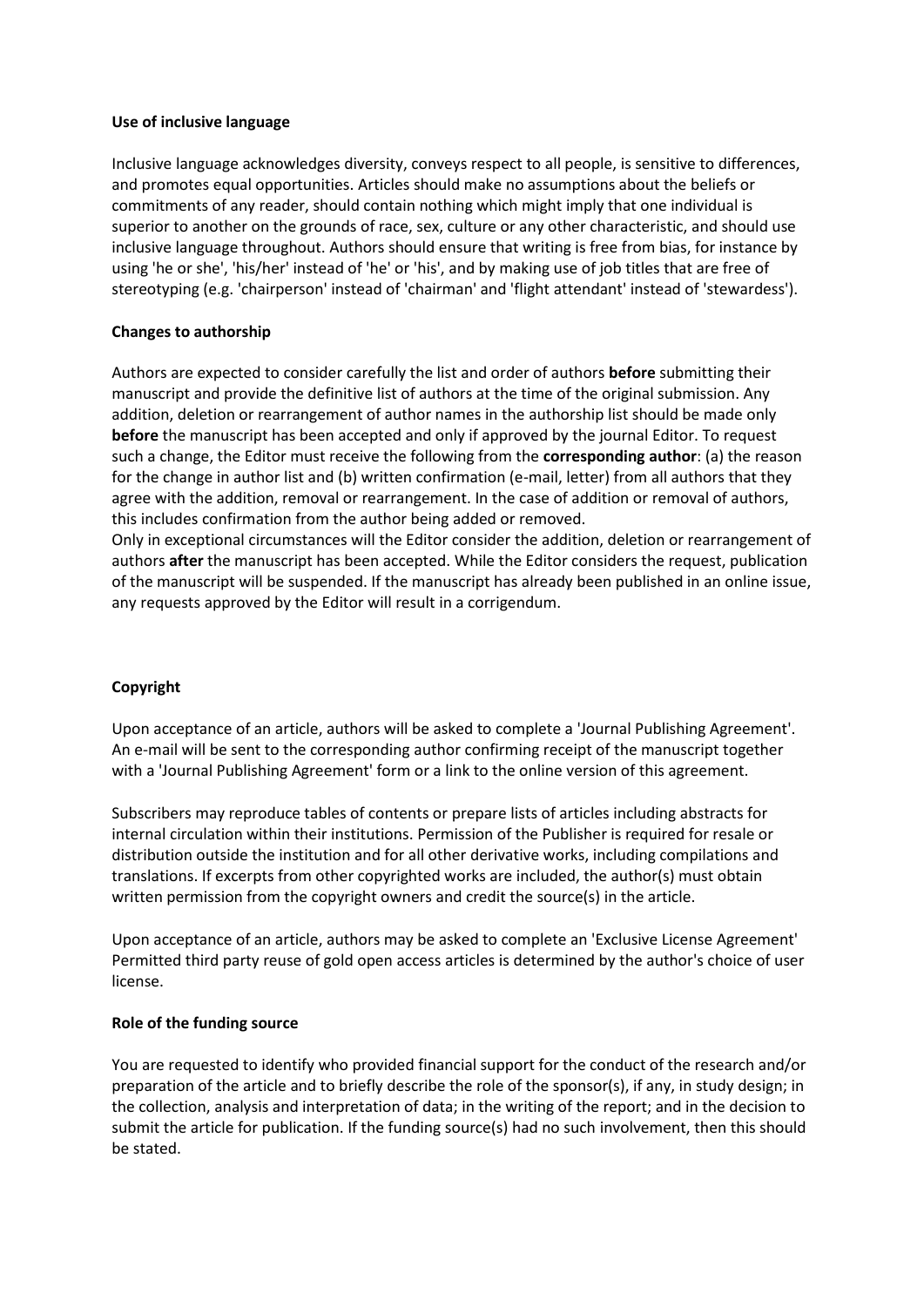**Use of inclusive language**

Inclusive language acknowledges diversity, conveys respect to all people, is sensitive to differences, and promotes equal opportunities. Articles should make no assumptions about the beliefs or commitments of any reader, should contain nothing which might imply that one individual is superior to another on the grounds of race, sex, culture or any other characteristic, and should use inclusive language throughout. Authors should ensure that writing is free from bias, for instance by using 'he or she', 'his/her' instead of 'he' or 'his', and by making use of job titles that are free of stereotyping (e.g. 'chairperson' instead of 'chairman' and 'flight attendant' instead of 'stewardess').

**Changes to authorship**

Authors are expected to consider carefully the list and order of authors **before** submitting their manuscript and provide the definitive list of authors at the time of the original submission. Any addition, deletion or rearrangement of author names in the authorship list should be made only **before** the manuscript has been accepted and only if approved by the journal Editor. To request such a change, the Editor must receive the following from the **corresponding author**: (a) the reason for the change in author list and (b) written confirmation (e-mail, letter) from all authors that they agree with the addition, removal or rearrangement. In the case of addition or removal of authors, this includes confirmation from the author being added or removed.
Only in exceptional circumstances will the Editor consider the addition, deletion or rearrangement of authors **after** the manuscript has been accepted. While the Editor considers the request, publication of the manuscript will be suspended. If the manuscript has already been published in an online issue, any requests approved by the Editor will result in a corrigendum.

**Copyright**

Upon acceptance of an article, authors will be asked to complete a 'Journal Publishing Agreement'. An e-mail will be sent to the corresponding author confirming receipt of the manuscript together with a 'Journal Publishing Agreement' form or a link to the online version of this agreement.

Subscribers may reproduce tables of contents or prepare lists of articles including abstracts for internal circulation within their institutions. Permission of the Publisher is required for resale or distribution outside the institution and for all other derivative works, including compilations and translations. If excerpts from other copyrighted works are included, the author(s) must obtain written permission from the copyright owners and credit the source(s) in the article.

Upon acceptance of an article, authors may be asked to complete an 'Exclusive License Agreement' Permitted third party reuse of gold open access articles is determined by the author's choice of user license.

**Role of the funding source**

You are requested to identify who provided financial support for the conduct of the research and/or preparation of the article and to briefly describe the role of the sponsor(s), if any, in study design; in the collection, analysis and interpretation of data; in the writing of the report; and in the decision to submit the article for publication. If the funding source(s) had no such involvement, then this should be stated.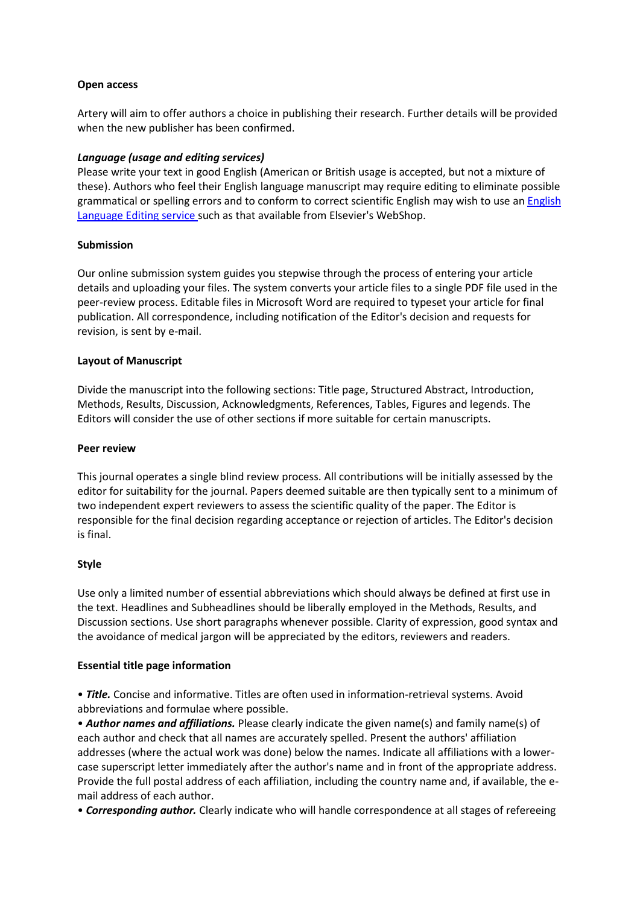**Open access**

Artery will aim to offer authors a choice in publishing their research. Further details will be provided when the new publisher has been confirmed.

***Language (usage and editing services)***

Please write your text in good English (American or British usage is accepted, but not a mixture of these). Authors who feel their English language manuscript may require editing to eliminate possible grammatical or spelling errors and to conform to correct scientific English may wish to use an [English Language Editing service] such as that available from Elsevier's WebShop.

**Submission**

Our online submission system guides you stepwise through the process of entering your article details and uploading your files. The system converts your article files to a single PDF file used in the peer-review process. Editable files in Microsoft Word are required to typeset your article for final publication. All correspondence, including notification of the Editor's decision and requests for revision, is sent by e-mail.

**Layout of Manuscript**

Divide the manuscript into the following sections: Title page, Structured Abstract, Introduction, Methods, Results, Discussion, Acknowledgments, References, Tables, Figures and legends. The Editors will consider the use of other sections if more suitable for certain manuscripts.

**Peer review**

This journal operates a single blind review process. All contributions will be initially assessed by the editor for suitability for the journal. Papers deemed suitable are then typically sent to a minimum of two independent expert reviewers to assess the scientific quality of the paper. The Editor is responsible for the final decision regarding acceptance or rejection of articles. The Editor's decision is final.

**Style**

Use only a limited number of essential abbreviations which should always be defined at first use in the text. Headlines and Subheadlines should be liberally employed in the Methods, Results, and Discussion sections. Use short paragraphs whenever possible. Clarity of expression, good syntax and the avoidance of medical jargon will be appreciated by the editors, reviewers and readers.

**Essential title page information**

- ***Title.*** Concise and informative. Titles are often used in information-retrieval systems. Avoid abbreviations and formulae where possible.
- ***Author names and affiliations.*** Please clearly indicate the given name(s) and family name(s) of each author and check that all names are accurately spelled. Present the authors' affiliation addresses (where the actual work was done) below the names. Indicate all affiliations with a lower-case superscript letter immediately after the author's name and in front of the appropriate address. Provide the full postal address of each affiliation, including the country name and, if available, the e-mail address of each author.
- ***Corresponding author.*** Clearly indicate who will handle correspondence at all stages of refereeing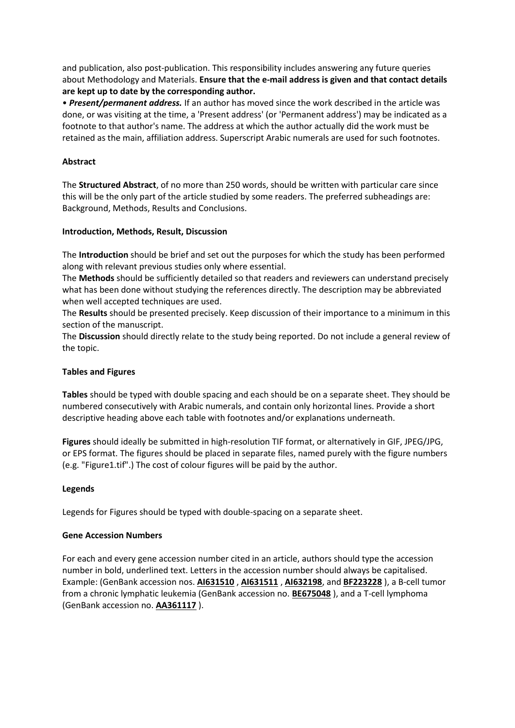and publication, also post-publication. This responsibility includes answering any future queries about Methodology and Materials. **Ensure that the e-mail address is given and that contact details are kept up to date by the corresponding author.**

• ***Present/permanent address.*** If an author has moved since the work described in the article was done, or was visiting at the time, a 'Present address' (or 'Permanent address') may be indicated as a footnote to that author's name. The address at which the author actually did the work must be retained as the main, affiliation address. Superscript Arabic numerals are used for such footnotes.

**Abstract**

The **Structured Abstract**, of no more than 250 words, should be written with particular care since this will be the only part of the article studied by some readers. The preferred subheadings are: Background, Methods, Results and Conclusions.

**Introduction, Methods, Result, Discussion**

The **Introduction** should be brief and set out the purposes for which the study has been performed along with relevant previous studies only where essential.

The **Methods** should be sufficiently detailed so that readers and reviewers can understand precisely what has been done without studying the references directly. The description may be abbreviated when well accepted techniques are used.

The **Results** should be presented precisely. Keep discussion of their importance to a minimum in this section of the manuscript.

The **Discussion** should directly relate to the study being reported. Do not include a general review of the topic.

**Tables and Figures**

**Tables** should be typed with double spacing and each should be on a separate sheet. They should be numbered consecutively with Arabic numerals, and contain only horizontal lines. Provide a short descriptive heading above each table with footnotes and/or explanations underneath.

**Figures** should ideally be submitted in high-resolution TIF format, or alternatively in GIF, JPEG/JPG, or EPS format. The figures should be placed in separate files, named purely with the figure numbers (e.g. "Figure1.tif".) The cost of colour figures will be paid by the author.

**Legends**

Legends for Figures should be typed with double-spacing on a separate sheet.

**Gene Accession Numbers**

For each and every gene accession number cited in an article, authors should type the accession number in bold, underlined text. Letters in the accession number should always be capitalised. Example: (GenBank accession nos. **<u>AI631510</u>** , **<u>AI631511</u>** , **<u>AI632198</u>**, and **<u>BF223228</u>** ), a B-cell tumor from a chronic lymphatic leukemia (GenBank accession no. **<u>BE675048</u>** ), and a T-cell lymphoma (GenBank accession no. **<u>AA361117</u>** ).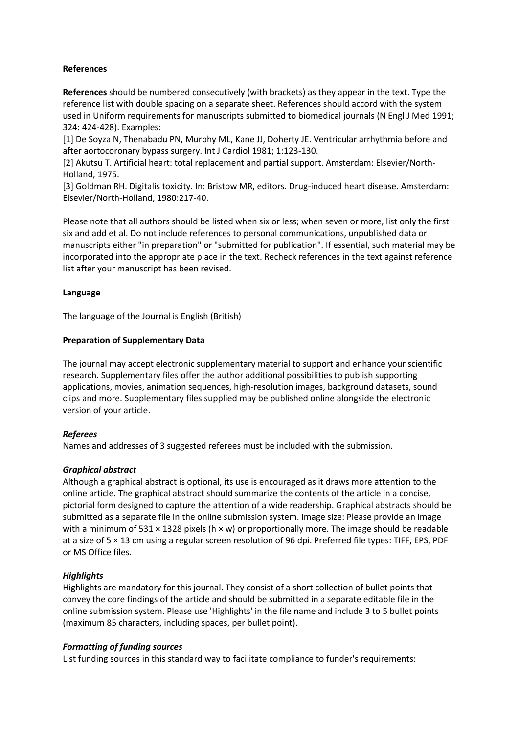## References

**References** should be numbered consecutively (with brackets) as they appear in the text. Type the reference list with double spacing on a separate sheet. References should accord with the system used in Uniform requirements for manuscripts submitted to biomedical journals (N Engl J Med 1991; 324: 424-428). Examples:

[1] De Soyza N, Thenabadu PN, Murphy ML, Kane JJ, Doherty JE. Ventricular arrhythmia before and after aortocoronary bypass surgery. Int J Cardiol 1981; 1:123-130.

[2] Akutsu T. Artificial heart: total replacement and partial support. Amsterdam: Elsevier/North-Holland, 1975.

[3] Goldman RH. Digitalis toxicity. In: Bristow MR, editors. Drug-induced heart disease. Amsterdam: Elsevier/North-Holland, 1980:217-40.

Please note that all authors should be listed when six or less; when seven or more, list only the first six and add et al. Do not include references to personal communications, unpublished data or manuscripts either "in preparation" or "submitted for publication". If essential, such material may be incorporated into the appropriate place in the text. Recheck references in the text against reference list after your manuscript has been revised.

## Language

The language of the Journal is English (British)

## Preparation of Supplementary Data

The journal may accept electronic supplementary material to support and enhance your scientific research. Supplementary files offer the author additional possibilities to publish supporting applications, movies, animation sequences, high-resolution images, background datasets, sound clips and more. Supplementary files supplied may be published online alongside the electronic version of your article.

### *Referees*

Names and addresses of 3 suggested referees must be included with the submission.

### *Graphical abstract*

Although a graphical abstract is optional, its use is encouraged as it draws more attention to the online article. The graphical abstract should summarize the contents of the article in a concise, pictorial form designed to capture the attention of a wide readership. Graphical abstracts should be submitted as a separate file in the online submission system. Image size: Please provide an image with a minimum of 531 × 1328 pixels (h × w) or proportionally more. The image should be readable at a size of 5 × 13 cm using a regular screen resolution of 96 dpi. Preferred file types: TIFF, EPS, PDF or MS Office files.

### *Highlights*

Highlights are mandatory for this journal. They consist of a short collection of bullet points that convey the core findings of the article and should be submitted in a separate editable file in the online submission system. Please use 'Highlights' in the file name and include 3 to 5 bullet points (maximum 85 characters, including spaces, per bullet point).

### *Formatting of funding sources*

List funding sources in this standard way to facilitate compliance to funder's requirements: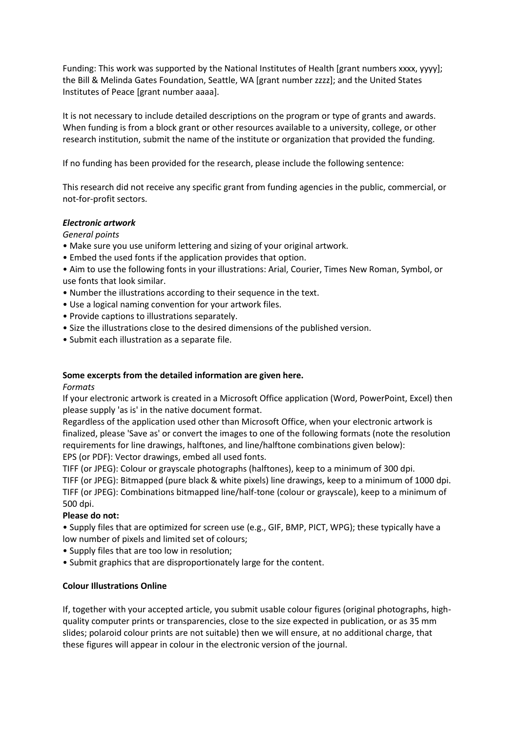Funding: This work was supported by the National Institutes of Health [grant numbers xxxx, yyyy]; the Bill & Melinda Gates Foundation, Seattle, WA [grant number zzzz]; and the United States Institutes of Peace [grant number aaaa].

It is not necessary to include detailed descriptions on the program or type of grants and awards. When funding is from a block grant or other resources available to a university, college, or other research institution, submit the name of the institute or organization that provided the funding.

If no funding has been provided for the research, please include the following sentence:

This research did not receive any specific grant from funding agencies in the public, commercial, or not-for-profit sectors.

***Electronic artwork***

*General points*

- Make sure you use uniform lettering and sizing of your original artwork.
- Embed the used fonts if the application provides that option.
- Aim to use the following fonts in your illustrations: Arial, Courier, Times New Roman, Symbol, or use fonts that look similar.
- Number the illustrations according to their sequence in the text.
- Use a logical naming convention for your artwork files.
- Provide captions to illustrations separately.
- Size the illustrations close to the desired dimensions of the published version.
- Submit each illustration as a separate file.

**Some excerpts from the detailed information are given here.**

*Formats*

If your electronic artwork is created in a Microsoft Office application (Word, PowerPoint, Excel) then please supply 'as is' in the native document format.

Regardless of the application used other than Microsoft Office, when your electronic artwork is finalized, please 'Save as' or convert the images to one of the following formats (note the resolution requirements for line drawings, halftones, and line/halftone combinations given below):

EPS (or PDF): Vector drawings, embed all used fonts.

TIFF (or JPEG): Colour or grayscale photographs (halftones), keep to a minimum of 300 dpi.

TIFF (or JPEG): Bitmapped (pure black & white pixels) line drawings, keep to a minimum of 1000 dpi.

TIFF (or JPEG): Combinations bitmapped line/half-tone (colour or grayscale), keep to a minimum of 500 dpi.

**Please do not:**

- Supply files that are optimized for screen use (e.g., GIF, BMP, PICT, WPG); these typically have a low number of pixels and limited set of colours;
- Supply files that are too low in resolution;
- Submit graphics that are disproportionately large for the content.

**Colour Illustrations Online**

If, together with your accepted article, you submit usable colour figures (original photographs, high-quality computer prints or transparencies, close to the size expected in publication, or as 35 mm slides; polaroid colour prints are not suitable) then we will ensure, at no additional charge, that these figures will appear in colour in the electronic version of the journal.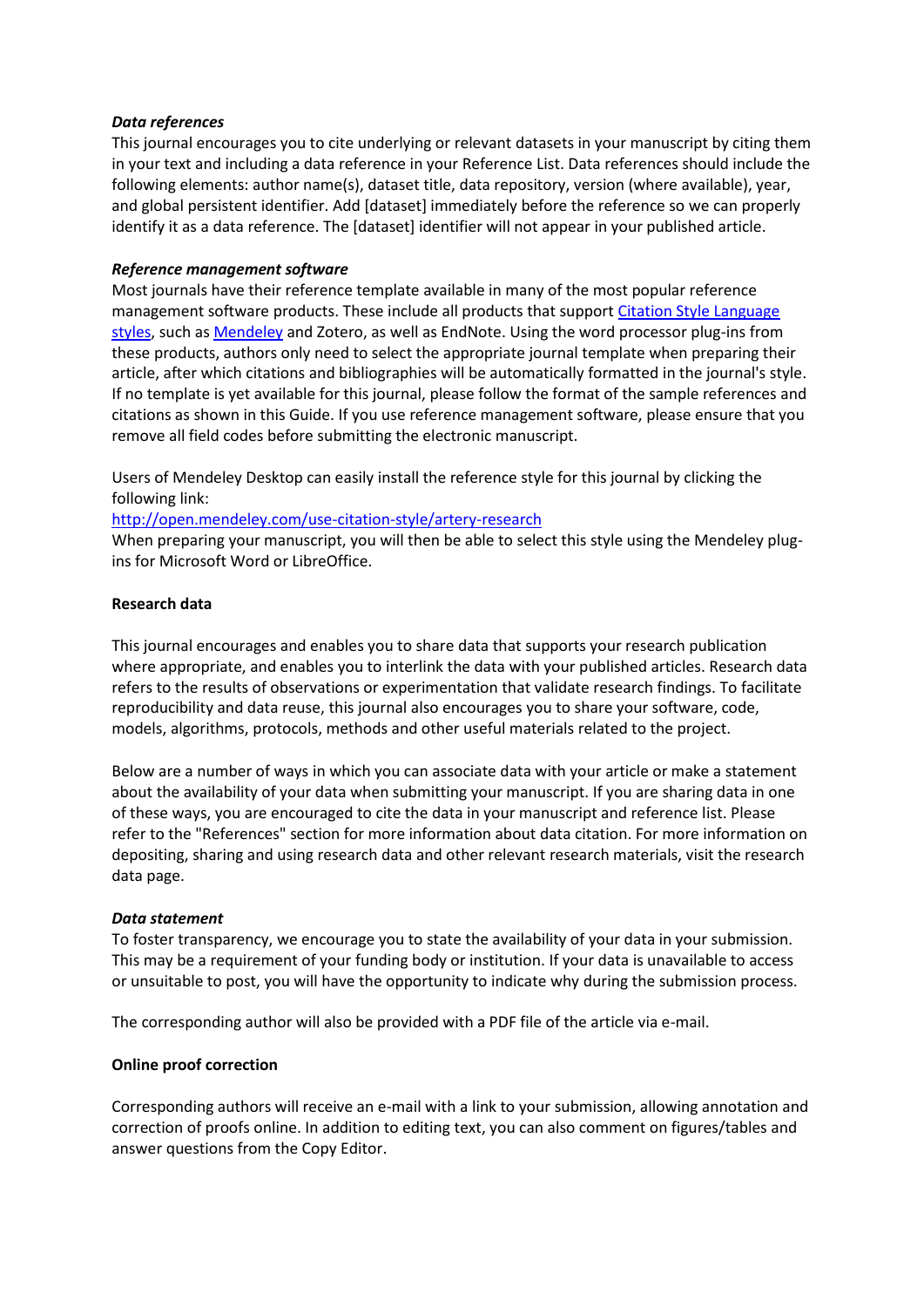***Data references***

This journal encourages you to cite underlying or relevant datasets in your manuscript by citing them in your text and including a data reference in your Reference List. Data references should include the following elements: author name(s), dataset title, data repository, version (where available), year, and global persistent identifier. Add [dataset] immediately before the reference so we can properly identify it as a data reference. The [dataset] identifier will not appear in your published article.

***Reference management software***

Most journals have their reference template available in many of the most popular reference management software products. These include all products that support [Citation Style Language styles](), such as [Mendeley]() and Zotero, as well as EndNote. Using the word processor plug-ins from these products, authors only need to select the appropriate journal template when preparing their article, after which citations and bibliographies will be automatically formatted in the journal's style. If no template is yet available for this journal, please follow the format of the sample references and citations as shown in this Guide. If you use reference management software, please ensure that you remove all field codes before submitting the electronic manuscript.

Users of Mendeley Desktop can easily install the reference style for this journal by clicking the following link:

[http://open.mendeley.com/use-citation-style/artery-research](http://open.mendeley.com/use-citation-style/artery-research)

When preparing your manuscript, you will then be able to select this style using the Mendeley plug-ins for Microsoft Word or LibreOffice.

**Research data**

This journal encourages and enables you to share data that supports your research publication where appropriate, and enables you to interlink the data with your published articles. Research data refers to the results of observations or experimentation that validate research findings. To facilitate reproducibility and data reuse, this journal also encourages you to share your software, code, models, algorithms, protocols, methods and other useful materials related to the project.

Below are a number of ways in which you can associate data with your article or make a statement about the availability of your data when submitting your manuscript. If you are sharing data in one of these ways, you are encouraged to cite the data in your manuscript and reference list. Please refer to the "References" section for more information about data citation. For more information on depositing, sharing and using research data and other relevant research materials, visit the research data page.

***Data statement***

To foster transparency, we encourage you to state the availability of your data in your submission. This may be a requirement of your funding body or institution. If your data is unavailable to access or unsuitable to post, you will have the opportunity to indicate why during the submission process.

The corresponding author will also be provided with a PDF file of the article via e-mail.

**Online proof correction**

Corresponding authors will receive an e-mail with a link to your submission, allowing annotation and correction of proofs online. In addition to editing text, you can also comment on figures/tables and answer questions from the Copy Editor.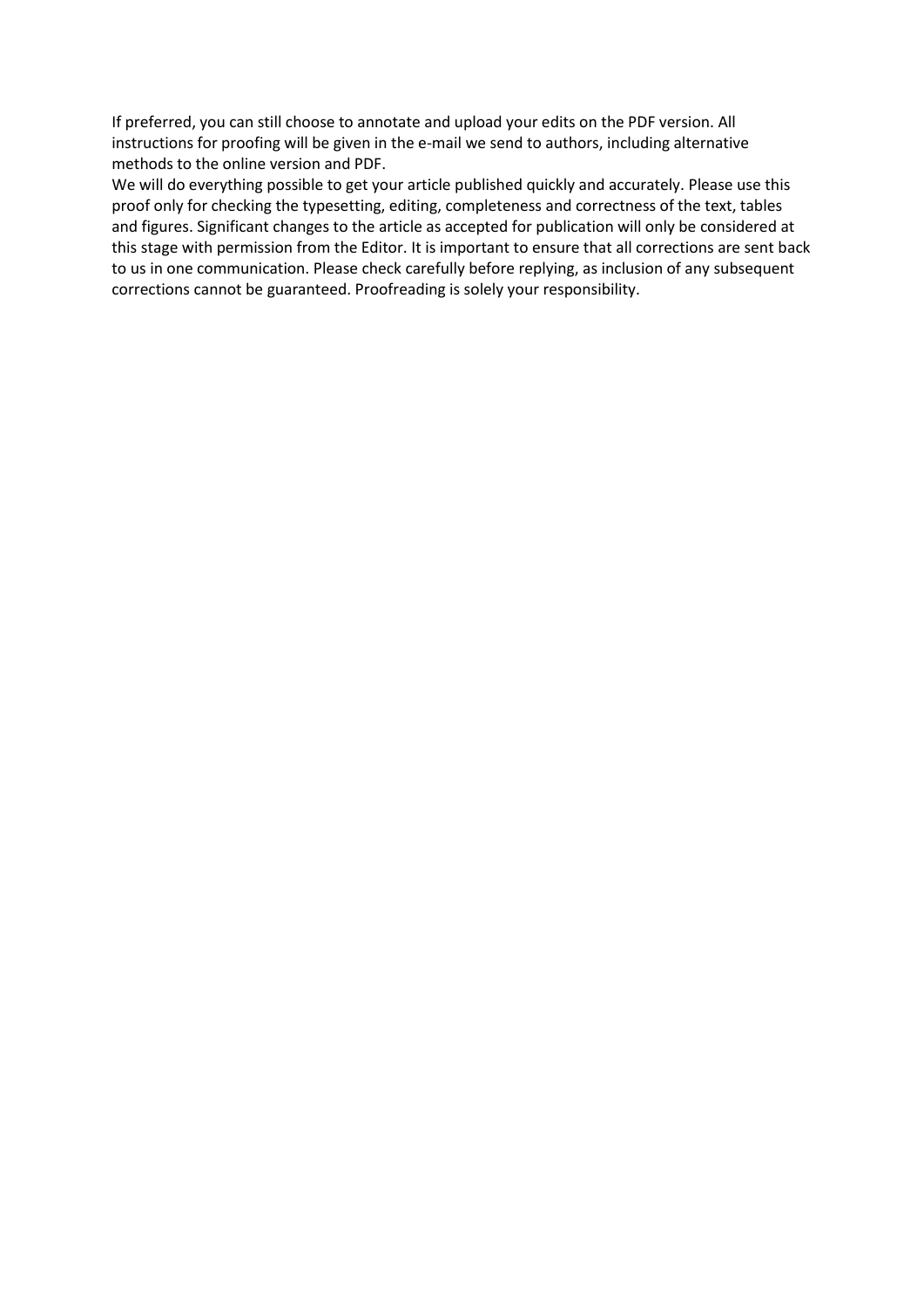If preferred, you can still choose to annotate and upload your edits on the PDF version. All instructions for proofing will be given in the e-mail we send to authors, including alternative methods to the online version and PDF.

We will do everything possible to get your article published quickly and accurately. Please use this proof only for checking the typesetting, editing, completeness and correctness of the text, tables and figures. Significant changes to the article as accepted for publication will only be considered at this stage with permission from the Editor. It is important to ensure that all corrections are sent back to us in one communication. Please check carefully before replying, as inclusion of any subsequent corrections cannot be guaranteed. Proofreading is solely your responsibility.